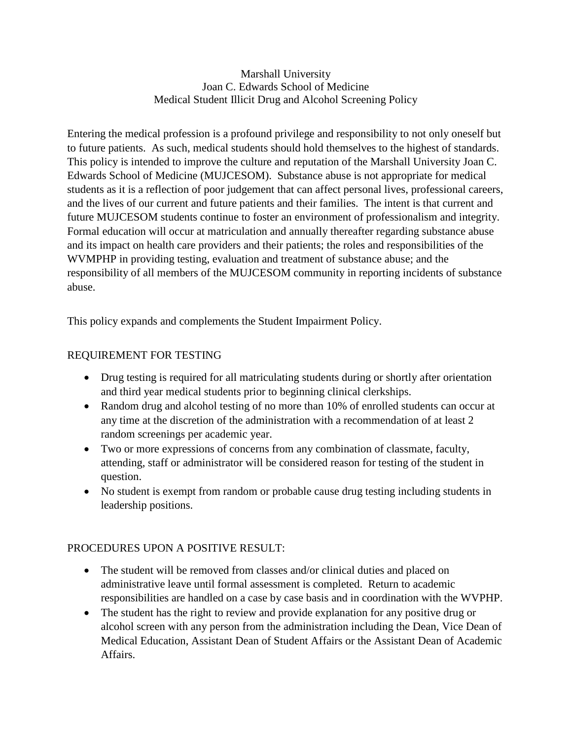# Marshall University
## Joan C. Edwards School of Medicine
## Medical Student Illicit Drug and Alcohol Screening Policy

Entering the medical profession is a profound privilege and responsibility to not only oneself but to future patients. As such, medical students should hold themselves to the highest of standards. This policy is intended to improve the culture and reputation of the Marshall University Joan C. Edwards School of Medicine (MUJCESOM). Substance abuse is not appropriate for medical students as it is a reflection of poor judgement that can affect personal lives, professional careers, and the lives of our current and future patients and their families. The intent is that current and future MUJCESOM students continue to foster an environment of professionalism and integrity. Formal education will occur at matriculation and annually thereafter regarding substance abuse and its impact on health care providers and their patients; the roles and responsibilities of the WVMPHP in providing testing, evaluation and treatment of substance abuse; and the responsibility of all members of the MUJCESOM community in reporting incidents of substance abuse.

This policy expands and complements the Student Impairment Policy.

## REQUIREMENT FOR TESTING

- Drug testing is required for all matriculating students during or shortly after orientation and third year medical students prior to beginning clinical clerkships.
- Random drug and alcohol testing of no more than 10% of enrolled students can occur at any time at the discretion of the administration with a recommendation of at least 2 random screenings per academic year.
- Two or more expressions of concerns from any combination of classmate, faculty, attending, staff or administrator will be considered reason for testing of the student in question.
- No student is exempt from random or probable cause drug testing including students in leadership positions.

## PROCEDURES UPON A POSITIVE RESULT:

- The student will be removed from classes and/or clinical duties and placed on administrative leave until formal assessment is completed. Return to academic responsibilities are handled on a case by case basis and in coordination with the WVPHP.
- The student has the right to review and provide explanation for any positive drug or alcohol screen with any person from the administration including the Dean, Vice Dean of Medical Education, Assistant Dean of Student Affairs or the Assistant Dean of Academic Affairs.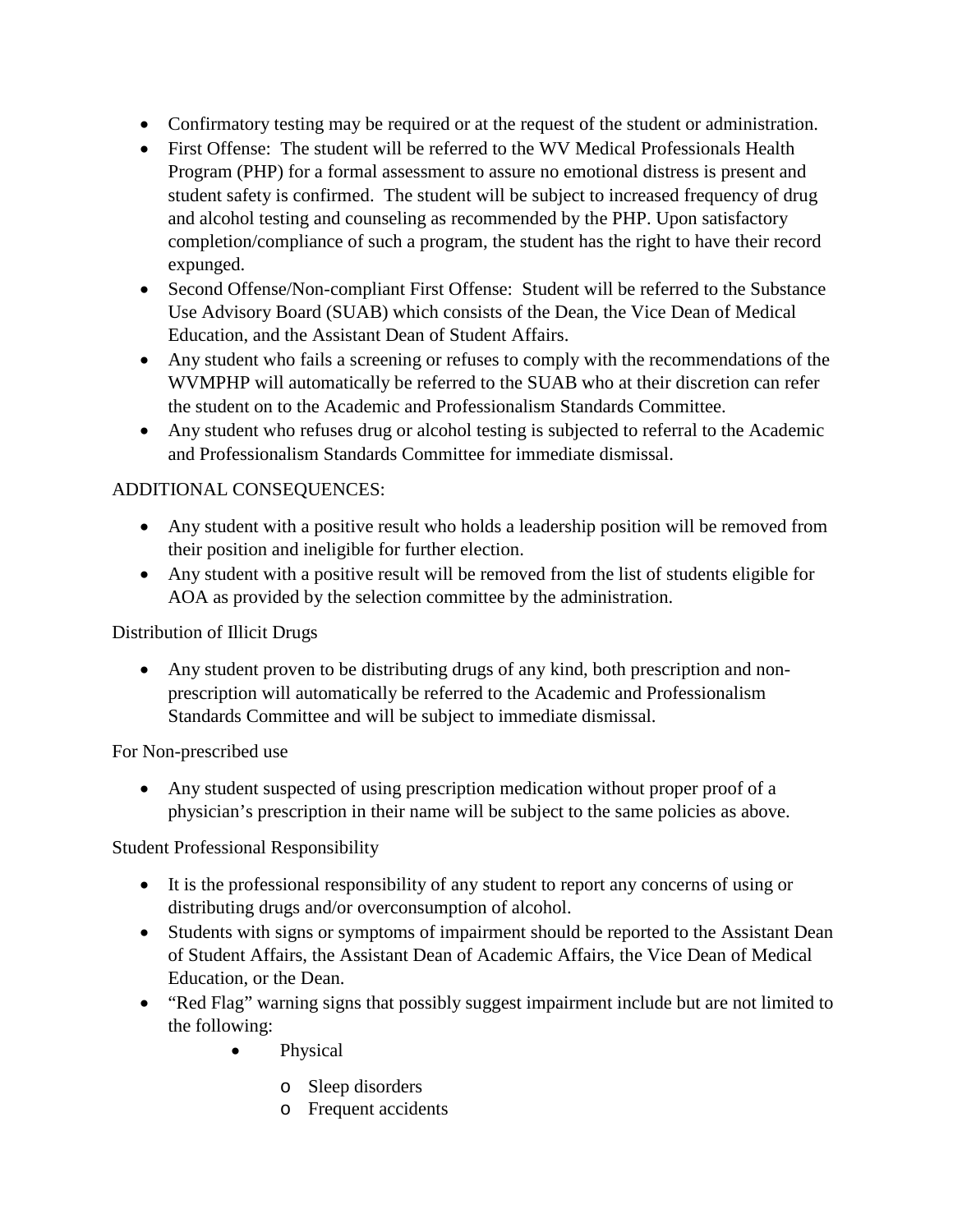- Confirmatory testing may be required or at the request of the student or administration.
- First Offense: The student will be referred to the WV Medical Professionals Health Program (PHP) for a formal assessment to assure no emotional distress is present and student safety is confirmed. The student will be subject to increased frequency of drug and alcohol testing and counseling as recommended by the PHP. Upon satisfactory completion/compliance of such a program, the student has the right to have their record expunged.
- Second Offense/Non-compliant First Offense: Student will be referred to the Substance Use Advisory Board (SUAB) which consists of the Dean, the Vice Dean of Medical Education, and the Assistant Dean of Student Affairs.
- Any student who fails a screening or refuses to comply with the recommendations of the WVMPHP will automatically be referred to the SUAB who at their discretion can refer the student on to the Academic and Professionalism Standards Committee.
- Any student who refuses drug or alcohol testing is subjected to referral to the Academic and Professionalism Standards Committee for immediate dismissal.

ADDITIONAL CONSEQUENCES:

- Any student with a positive result who holds a leadership position will be removed from their position and ineligible for further election.
- Any student with a positive result will be removed from the list of students eligible for AOA as provided by the selection committee by the administration.

Distribution of Illicit Drugs

- Any student proven to be distributing drugs of any kind, both prescription and non-prescription will automatically be referred to the Academic and Professionalism Standards Committee and will be subject to immediate dismissal.

For Non-prescribed use

- Any student suspected of using prescription medication without proper proof of a physician's prescription in their name will be subject to the same policies as above.

Student Professional Responsibility

- It is the professional responsibility of any student to report any concerns of using or distributing drugs and/or overconsumption of alcohol.
- Students with signs or symptoms of impairment should be reported to the Assistant Dean of Student Affairs, the Assistant Dean of Academic Affairs, the Vice Dean of Medical Education, or the Dean.
- "Red Flag" warning signs that possibly suggest impairment include but are not limited to the following:
    - Physical
        - Sleep disorders
        - Frequent accidents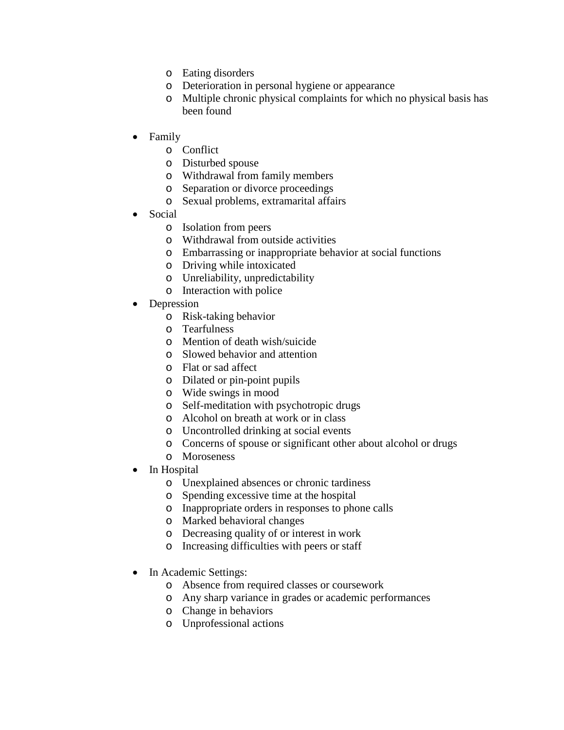- Eating disorders
  - Deterioration in personal hygiene or appearance
  - Multiple chronic physical complaints for which no physical basis has been found

- Family
  - Conflict
  - Disturbed spouse
  - Withdrawal from family members
  - Separation or divorce proceedings
  - Sexual problems, extramarital affairs
- Social
  - Isolation from peers
  - Withdrawal from outside activities
  - Embarrassing or inappropriate behavior at social functions
  - Driving while intoxicated
  - Unreliability, unpredictability
  - Interaction with police
- Depression
  - Risk-taking behavior
  - Tearfulness
  - Mention of death wish/suicide
  - Slowed behavior and attention
  - Flat or sad affect
  - Dilated or pin-point pupils
  - Wide swings in mood
  - Self-meditation with psychotropic drugs
  - Alcohol on breath at work or in class
  - Uncontrolled drinking at social events
  - Concerns of spouse or significant other about alcohol or drugs
  - Moroseness
- In Hospital
  - Unexplained absences or chronic tardiness
  - Spending excessive time at the hospital
  - Inappropriate orders in responses to phone calls
  - Marked behavioral changes
  - Decreasing quality of or interest in work
  - Increasing difficulties with peers or staff

- In Academic Settings:
  - Absence from required classes or coursework
  - Any sharp variance in grades or academic performances
  - Change in behaviors
  - Unprofessional actions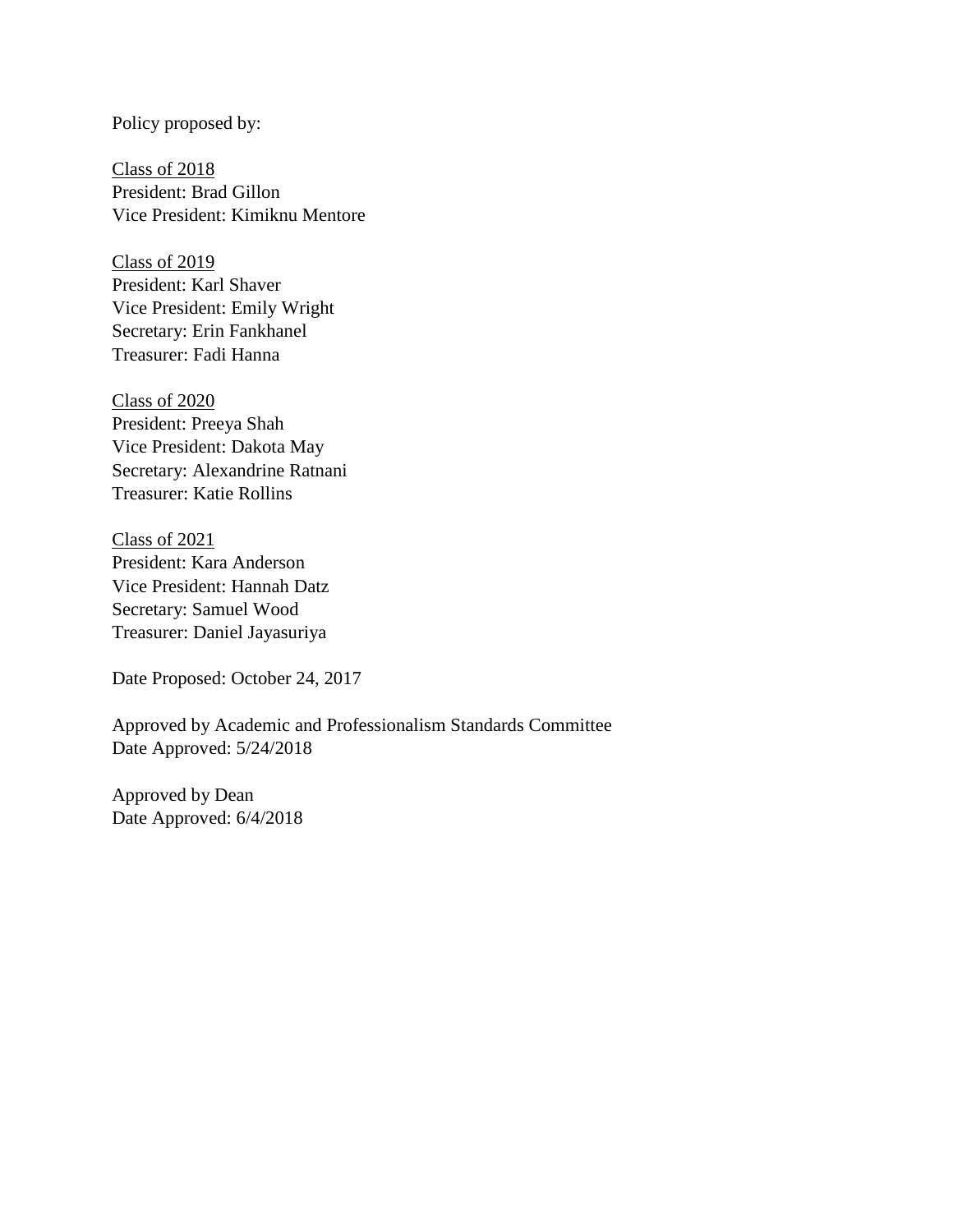Policy proposed by:

<u>Class of 2018</u>
President: Brad Gillon
Vice President: Kimiknu Mentore

<u>Class of 2019</u>
President: Karl Shaver
Vice President: Emily Wright
Secretary: Erin Fankhanel
Treasurer: Fadi Hanna

<u>Class of 2020</u>
President: Preeya Shah
Vice President: Dakota May
Secretary: Alexandrine Ratnani
Treasurer: Katie Rollins

<u>Class of 2021</u>
President: Kara Anderson
Vice President: Hannah Datz
Secretary: Samuel Wood
Treasurer: Daniel Jayasuriya

Date Proposed: October 24, 2017

Approved by Academic and Professionalism Standards Committee
Date Approved: 5/24/2018

Approved by Dean
Date Approved: 6/4/2018